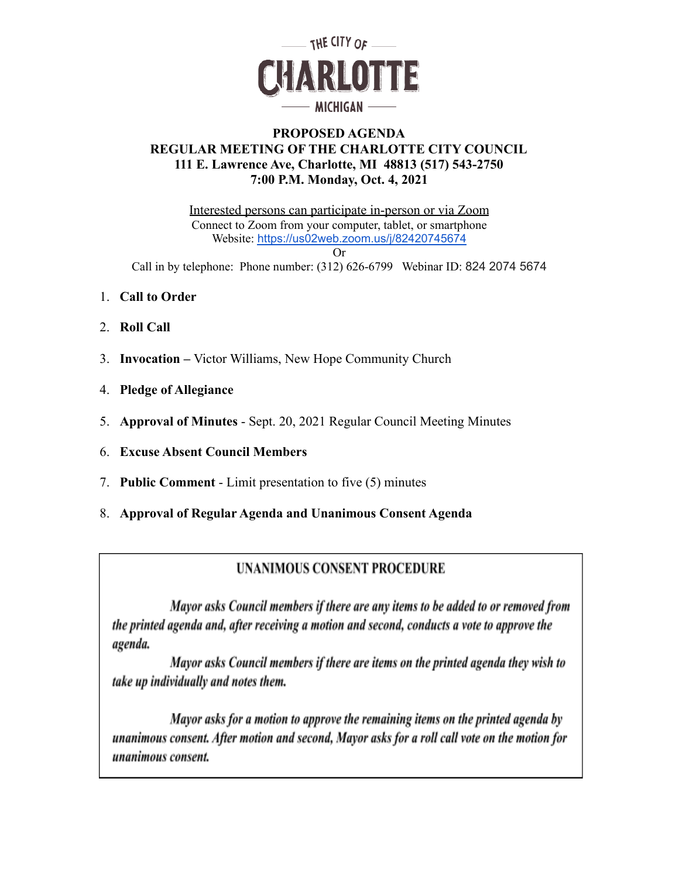THE CITY OF

# CHARLOTTE

MICHIGAN

**PROPOSED AGENDA**
**REGULAR MEETING OF THE CHARLOTTE CITY COUNCIL**
**111 E. Lawrence Ave, Charlotte, MI 48813 (517) 543-2750**
**7:00 P.M. Monday, Oct. 4, 2021**

Interested persons can participate in-person or via Zoom
Connect to Zoom from your computer, tablet, or smartphone
Website: https://us02web.zoom.us/j/82420745674
Or
Call in by telephone: Phone number: (312) 626-6799 Webinar ID: 824 2074 5674

1. **Call to Order**
2. **Roll Call**
3. **Invocation –** Victor Williams, New Hope Community Church
4. **Pledge of Allegiance**
5. **Approval of Minutes** - Sept. 20, 2021 Regular Council Meeting Minutes
6. **Excuse Absent Council Members**
7. **Public Comment** - Limit presentation to five (5) minutes
8. **Approval of Regular Agenda and Unanimous Consent Agenda**

**UNANIMOUS CONSENT PROCEDURE**

*Mayor asks Council members if there are any items to be added to or removed from the printed agenda and, after receiving a motion and second, conducts a vote to approve the agenda.*

*Mayor asks Council members if there are items on the printed agenda they wish to take up individually and notes them.*

*Mayor asks for a motion to approve the remaining items on the printed agenda by unanimous consent. After motion and second, Mayor asks for a roll call vote on the motion for unanimous consent.*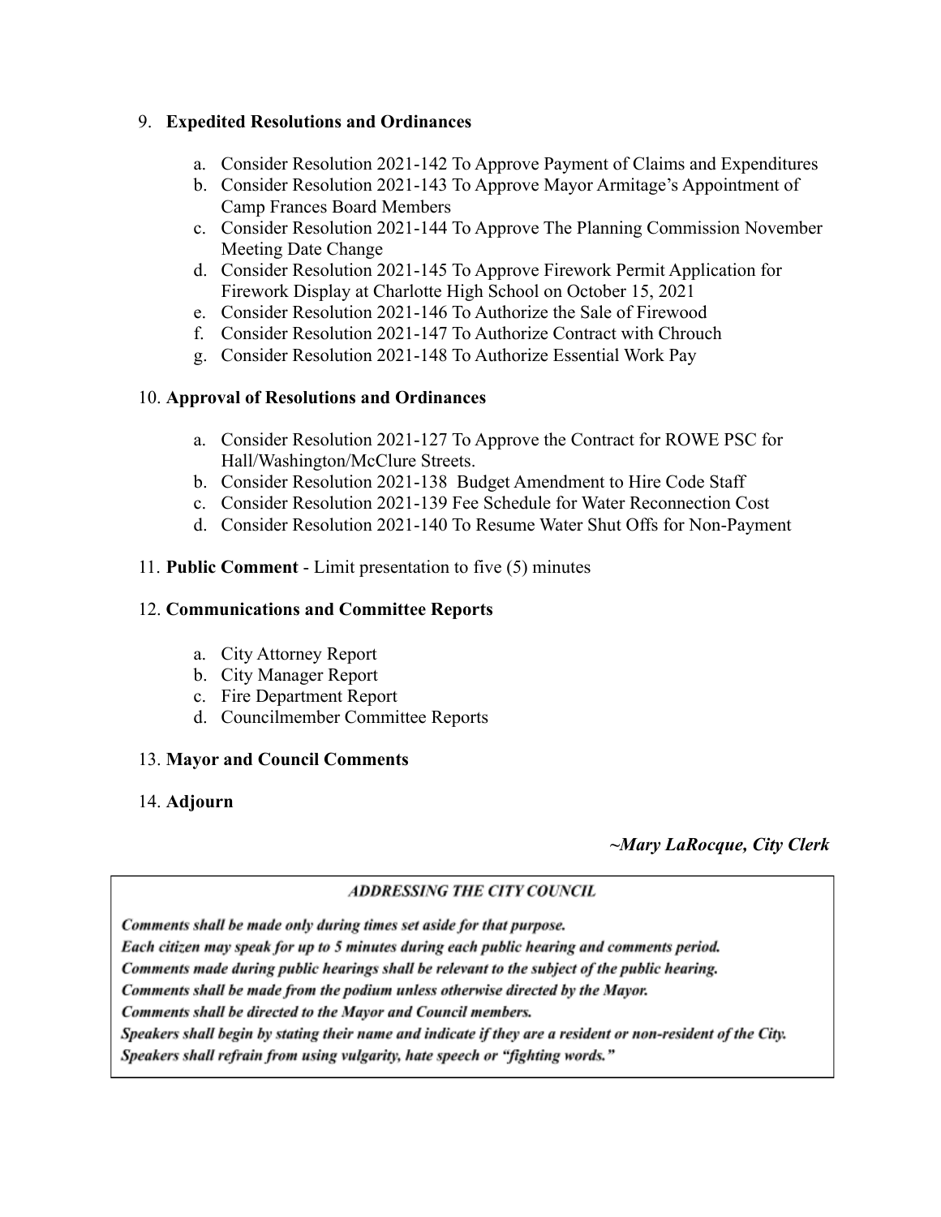9. **Expedited Resolutions and Ordinances**

   a. Consider Resolution 2021-142 To Approve Payment of Claims and Expenditures
   b. Consider Resolution 2021-143 To Approve Mayor Armitage's Appointment of Camp Frances Board Members
   c. Consider Resolution 2021-144 To Approve The Planning Commission November Meeting Date Change
   d. Consider Resolution 2021-145 To Approve Firework Permit Application for Firework Display at Charlotte High School on October 15, 2021
   e. Consider Resolution 2021-146 To Authorize the Sale of Firewood
   f. Consider Resolution 2021-147 To Authorize Contract with Chrouch
   g. Consider Resolution 2021-148 To Authorize Essential Work Pay

10. **Approval of Resolutions and Ordinances**

    a. Consider Resolution 2021-127 To Approve the Contract for ROWE PSC for Hall/Washington/McClure Streets.
    b. Consider Resolution 2021-138 Budget Amendment to Hire Code Staff
    c. Consider Resolution 2021-139 Fee Schedule for Water Reconnection Cost
    d. Consider Resolution 2021-140 To Resume Water Shut Offs for Non-Payment

11. **Public Comment** - Limit presentation to five (5) minutes

12. **Communications and Committee Reports**

    a. City Attorney Report
    b. City Manager Report
    c. Fire Department Report
    d. Councilmember Committee Reports

13. **Mayor and Council Comments**

14. **Adjourn**

***~Mary LaRocque, City Clerk***

***ADDRESSING THE CITY COUNCIL***

***Comments shall be made only during times set aside for that purpose.***
***Each citizen may speak for up to 5 minutes during each public hearing and comments period.***
***Comments made during public hearings shall be relevant to the subject of the public hearing.***
***Comments shall be made from the podium unless otherwise directed by the Mayor.***
***Comments shall be directed to the Mayor and Council members.***
***Speakers shall begin by stating their name and indicate if they are a resident or non-resident of the City.***
***Speakers shall refrain from using vulgarity, hate speech or "fighting words."***